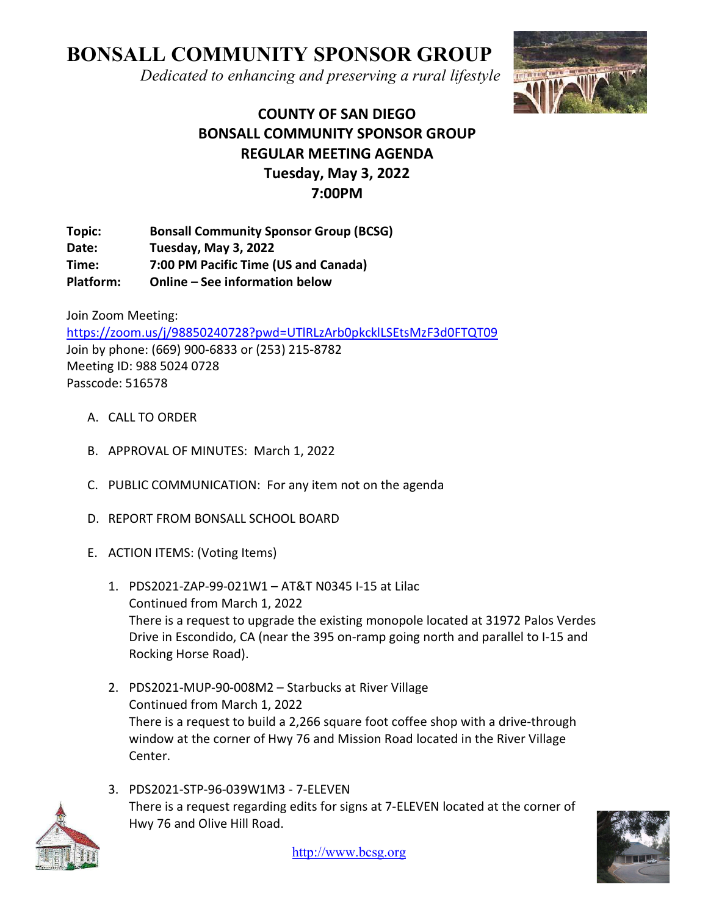# BONSALL COMMUNITY SPONSOR GROUP

*Dedicated to enhancing and preserving a rural lifestyle*

## COUNTY OF SAN DIEGO
## BONSALL COMMUNITY SPONSOR GROUP
## REGULAR MEETING AGENDA
## Tuesday, May 3, 2022
## 7:00PM

**Topic:** **Bonsall Community Sponsor Group (BCSG)**
**Date:** **Tuesday, May 3, 2022**
**Time:** **7:00 PM Pacific Time (US and Canada)**
**Platform:** **Online – See information below**

Join Zoom Meeting:
https://zoom.us/j/98850240728?pwd=UTlRLzArb0pkcklLSEtsMzF3d0FTQT09
Join by phone: (669) 900-6833 or (253) 215-8782
Meeting ID: 988 5024 0728
Passcode: 516578

A. CALL TO ORDER

B. APPROVAL OF MINUTES: March 1, 2022

C. PUBLIC COMMUNICATION: For any item not on the agenda

D. REPORT FROM BONSALL SCHOOL BOARD

E. ACTION ITEMS: (Voting Items)

1. PDS2021-ZAP-99-021W1 – AT&T N0345 I-15 at Lilac
   Continued from March 1, 2022
   There is a request to upgrade the existing monopole located at 31972 Palos Verdes Drive in Escondido, CA (near the 395 on-ramp going north and parallel to I-15 and Rocking Horse Road).

2. PDS2021-MUP-90-008M2 – Starbucks at River Village
   Continued from March 1, 2022
   There is a request to build a 2,266 square foot coffee shop with a drive-through window at the corner of Hwy 76 and Mission Road located in the River Village Center.

3. PDS2021-STP-96-039W1M3 - 7-ELEVEN
   There is a request regarding edits for signs at 7-ELEVEN located at the corner of Hwy 76 and Olive Hill Road.

http://www.bcsg.org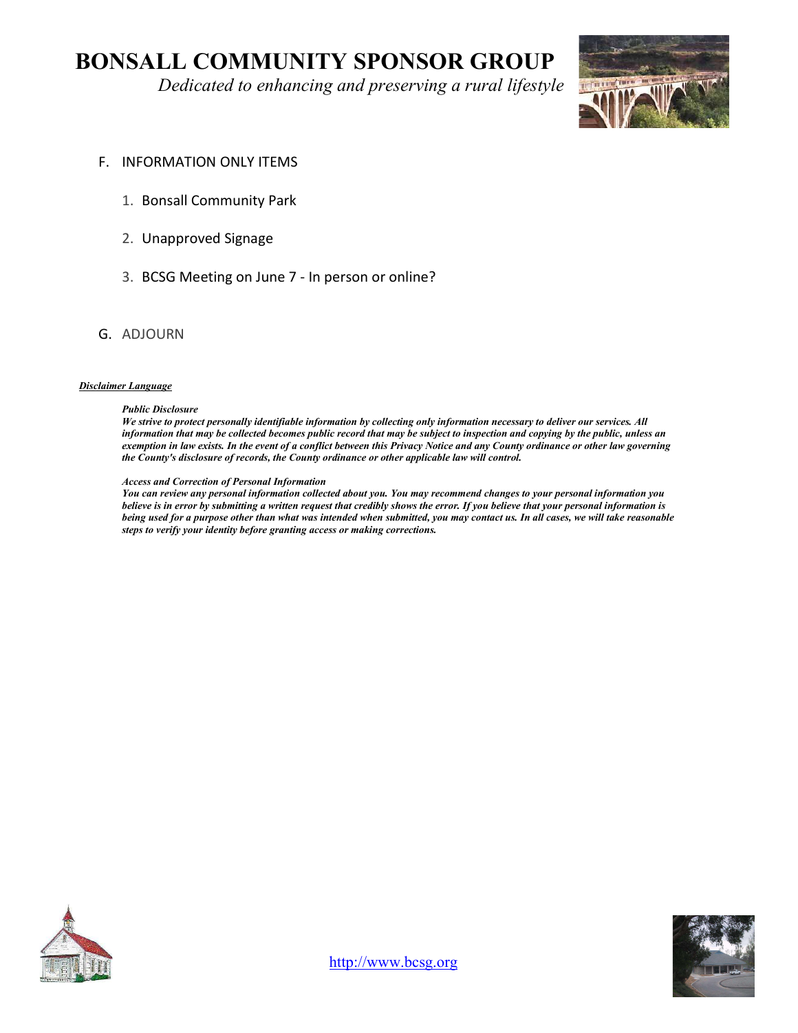F. INFORMATION ONLY ITEMS

1. Bonsall Community Park

2. Unapproved Signage

3. BCSG Meeting on June 7 - In person or online?

G. ADJOURN

***<u>Disclaimer Language</u>***

***Public Disclosure***

***We strive to protect personally identifiable information by collecting only information necessary to deliver our services. All information that may be collected becomes public record that may be subject to inspection and copying by the public, unless an exemption in law exists. In the event of a conflict between this Privacy Notice and any County ordinance or other law governing the County's disclosure of records, the County ordinance or other applicable law will control.***

***Access and Correction of Personal Information***

***You can review any personal information collected about you. You may recommend changes to your personal information you believe is in error by submitting a written request that credibly shows the error. If you believe that your personal information is being used for a purpose other than what was intended when submitted, you may contact us. In all cases, we will take reasonable steps to verify your identity before granting access or making corrections.***